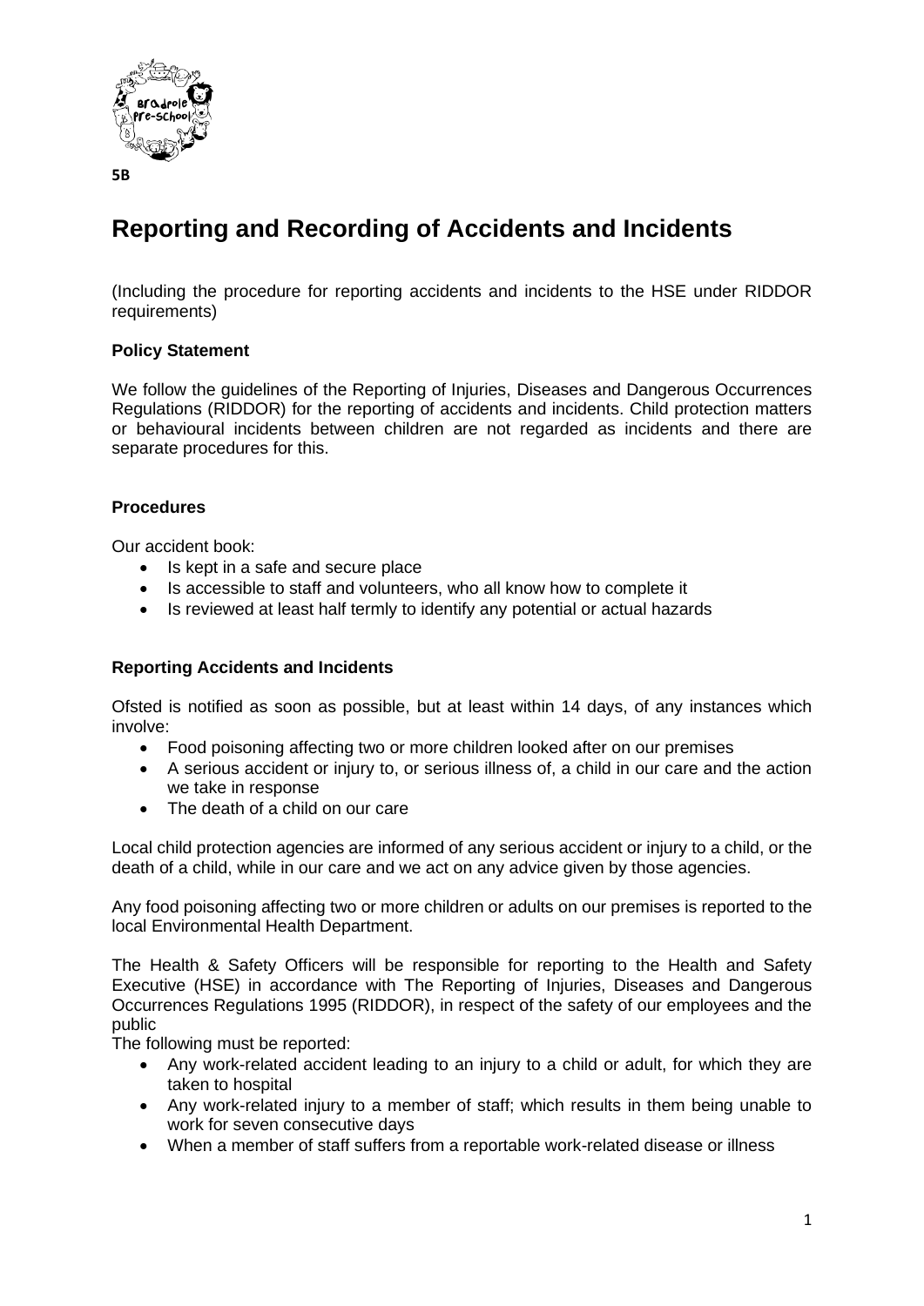5B

# Reporting and Recording of Accidents and Incidents

(Including the procedure for reporting accidents and incidents to the HSE under RIDDOR requirements)

### Policy Statement

We follow the guidelines of the Reporting of Injuries, Diseases and Dangerous Occurrences Regulations (RIDDOR) for the reporting of accidents and incidents. Child protection matters or behavioural incidents between children are not regarded as incidents and there are separate procedures for this.

### Procedures

Our accident book:

- Is kept in a safe and secure place
- Is accessible to staff and volunteers, who all know how to complete it
- Is reviewed at least half termly to identify any potential or actual hazards

### Reporting Accidents and Incidents

Ofsted is notified as soon as possible, but at least within 14 days, of any instances which involve:

- Food poisoning affecting two or more children looked after on our premises
- A serious accident or injury to, or serious illness of, a child in our care and the action we take in response
- The death of a child on our care

Local child protection agencies are informed of any serious accident or injury to a child, or the death of a child, while in our care and we act on any advice given by those agencies.

Any food poisoning affecting two or more children or adults on our premises is reported to the local Environmental Health Department.

The Health & Safety Officers will be responsible for reporting to the Health and Safety Executive (HSE) in accordance with The Reporting of Injuries, Diseases and Dangerous Occurrences Regulations 1995 (RIDDOR), in respect of the safety of our employees and the public

The following must be reported:

- Any work-related accident leading to an injury to a child or adult, for which they are taken to hospital
- Any work-related injury to a member of staff; which results in them being unable to work for seven consecutive days
- When a member of staff suffers from a reportable work-related disease or illness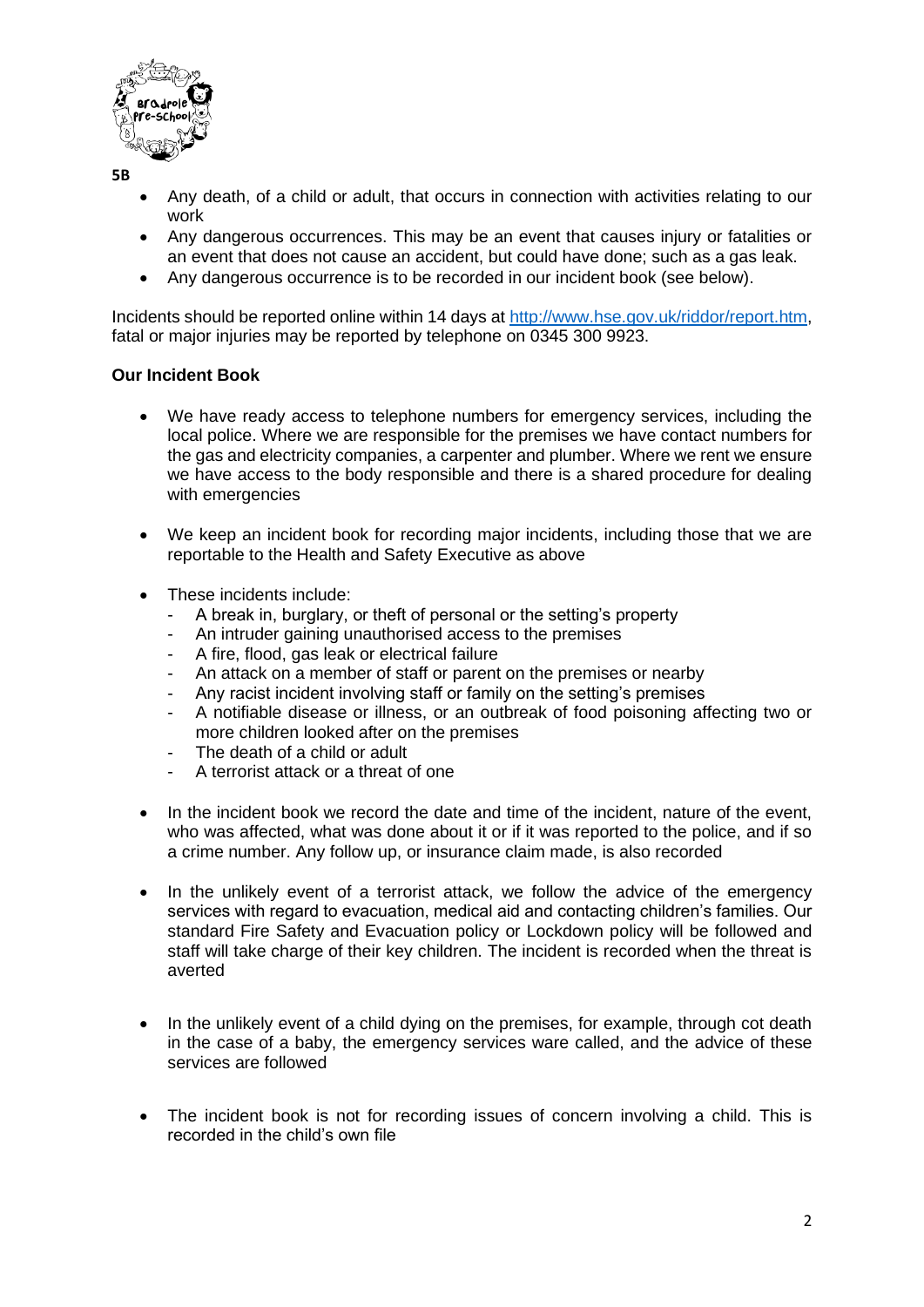**5B**

- Any death, of a child or adult, that occurs in connection with activities relating to our work
- Any dangerous occurrences. This may be an event that causes injury or fatalities or an event that does not cause an accident, but could have done; such as a gas leak.
- Any dangerous occurrence is to be recorded in our incident book (see below).

Incidents should be reported online within 14 days at http://www.hse.gov.uk/riddor/report.htm, fatal or major injuries may be reported by telephone on 0345 300 9923.

**Our Incident Book**

- We have ready access to telephone numbers for emergency services, including the local police. Where we are responsible for the premises we have contact numbers for the gas and electricity companies, a carpenter and plumber. Where we rent we ensure we have access to the body responsible and there is a shared procedure for dealing with emergencies

- We keep an incident book for recording major incidents, including those that we are reportable to the Health and Safety Executive as above

- These incidents include:
  - A break in, burglary, or theft of personal or the setting's property
  - An intruder gaining unauthorised access to the premises
  - A fire, flood, gas leak or electrical failure
  - An attack on a member of staff or parent on the premises or nearby
  - Any racist incident involving staff or family on the setting's premises
  - A notifiable disease or illness, or an outbreak of food poisoning affecting two or more children looked after on the premises
  - The death of a child or adult
  - A terrorist attack or a threat of one

- In the incident book we record the date and time of the incident, nature of the event, who was affected, what was done about it or if it was reported to the police, and if so a crime number. Any follow up, or insurance claim made, is also recorded

- In the unlikely event of a terrorist attack, we follow the advice of the emergency services with regard to evacuation, medical aid and contacting children's families. Our standard Fire Safety and Evacuation policy or Lockdown policy will be followed and staff will take charge of their key children. The incident is recorded when the threat is averted

- In the unlikely event of a child dying on the premises, for example, through cot death in the case of a baby, the emergency services ware called, and the advice of these services are followed

- The incident book is not for recording issues of concern involving a child. This is recorded in the child's own file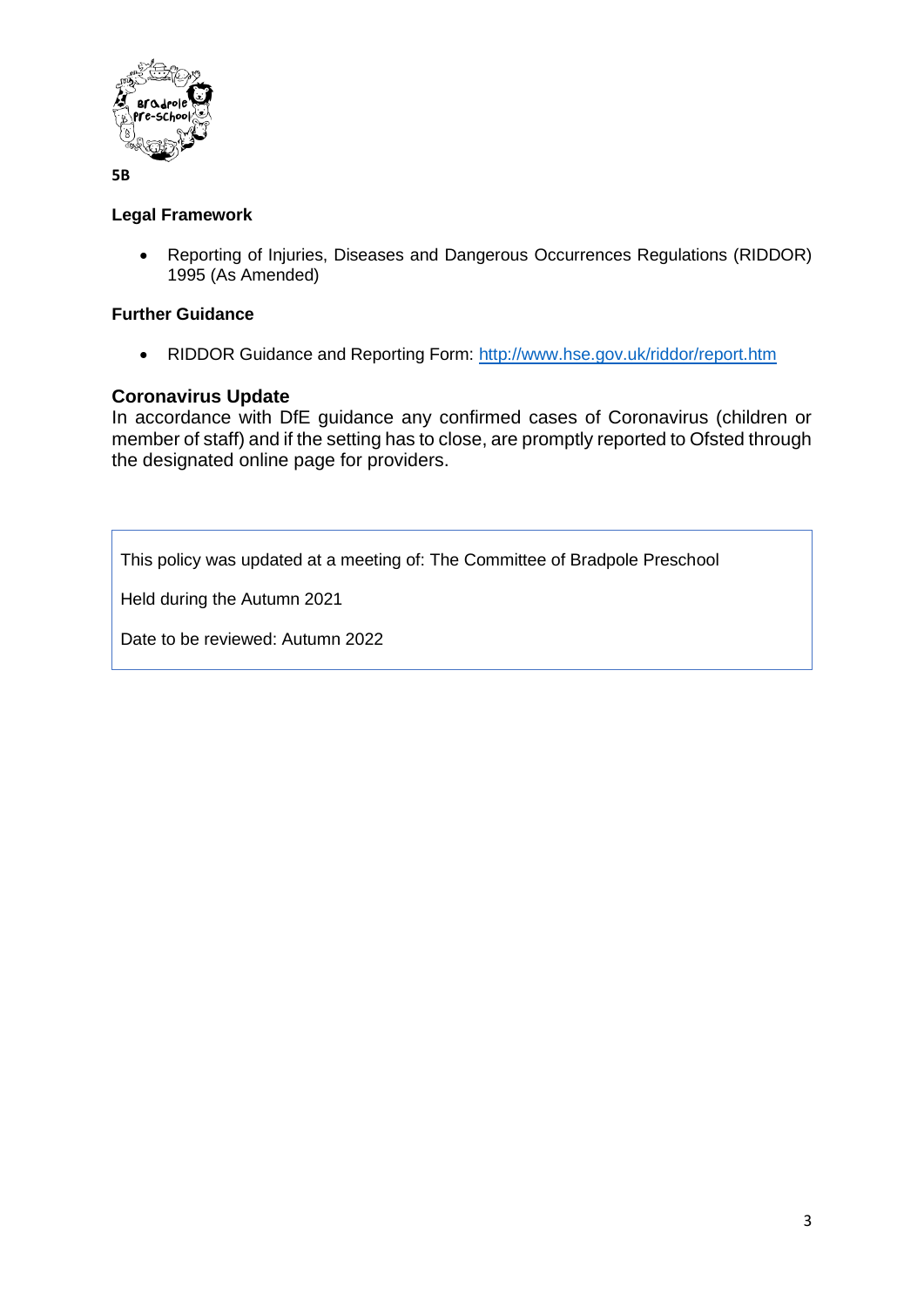5B

### Legal Framework

- Reporting of Injuries, Diseases and Dangerous Occurrences Regulations (RIDDOR) 1995 (As Amended)

### Further Guidance

- RIDDOR Guidance and Reporting Form: http://www.hse.gov.uk/riddor/report.htm

### Coronavirus Update

In accordance with DfE guidance any confirmed cases of Coronavirus (children or member of staff) and if the setting has to close, are promptly reported to Ofsted through the designated online page for providers.

This policy was updated at a meeting of: The Committee of Bradpole Preschool

Held during the Autumn 2021

Date to be reviewed: Autumn 2022